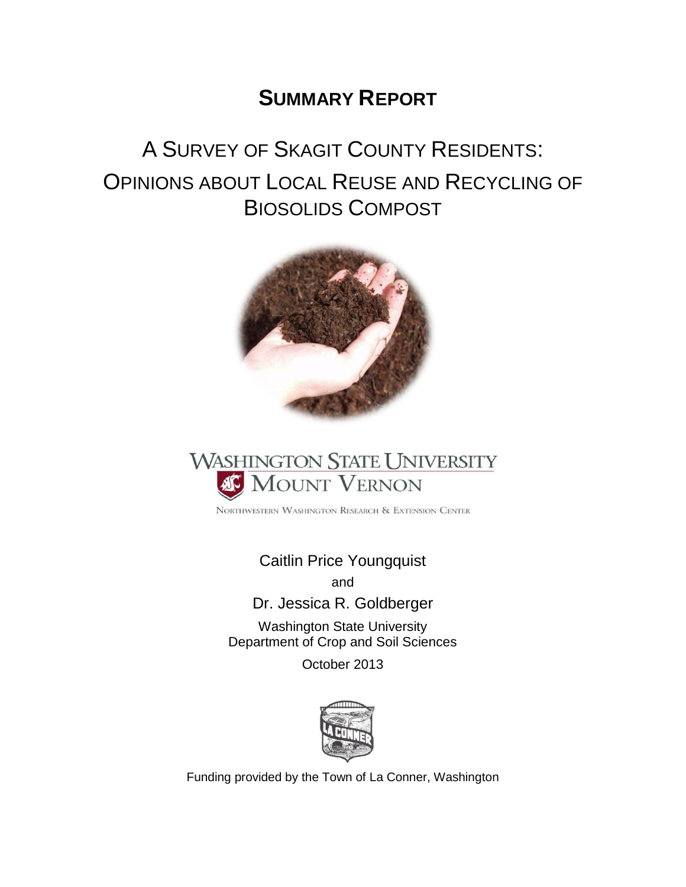# SUMMARY REPORT

## A SURVEY OF SKAGIT COUNTY RESIDENTS: OPINIONS ABOUT LOCAL REUSE AND RECYCLING OF BIOSOLIDS COMPOST

WASHINGTON STATE UNIVERSITY
MOUNT VERNON

NORTHWESTERN WASHINGTON RESEARCH & EXTENSION CENTER

Caitlin Price Youngquist

and

Dr. Jessica R. Goldberger

Washington State University
Department of Crop and Soil Sciences

October 2013

Funding provided by the Town of La Conner, Washington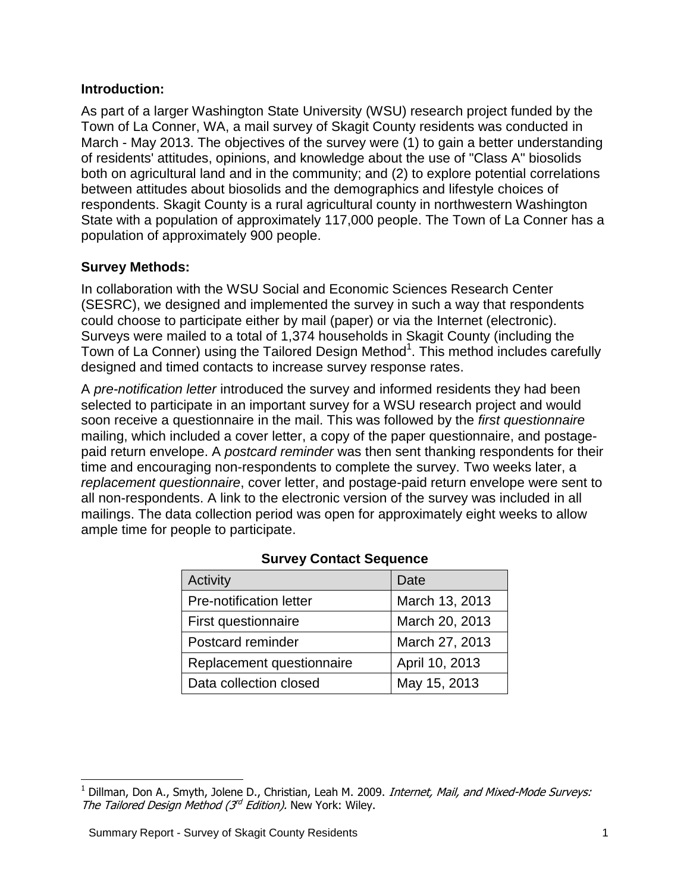### Introduction:

As part of a larger Washington State University (WSU) research project funded by the Town of La Conner, WA, a mail survey of Skagit County residents was conducted in March - May 2013. The objectives of the survey were (1) to gain a better understanding of residents' attitudes, opinions, and knowledge about the use of "Class A" biosolids both on agricultural land and in the community; and (2) to explore potential correlations between attitudes about biosolids and the demographics and lifestyle choices of respondents. Skagit County is a rural agricultural county in northwestern Washington State with a population of approximately 117,000 people. The Town of La Conner has a population of approximately 900 people.

### Survey Methods:

In collaboration with the WSU Social and Economic Sciences Research Center (SESRC), we designed and implemented the survey in such a way that respondents could choose to participate either by mail (paper) or via the Internet (electronic). Surveys were mailed to a total of 1,374 households in Skagit County (including the Town of La Conner) using the Tailored Design Method[1]. This method includes carefully designed and timed contacts to increase survey response rates.

A *pre-notification letter* introduced the survey and informed residents they had been selected to participate in an important survey for a WSU research project and would soon receive a questionnaire in the mail. This was followed by the *first questionnaire* mailing, which included a cover letter, a copy of the paper questionnaire, and postage-paid return envelope. A *postcard reminder* was then sent thanking respondents for their time and encouraging non-respondents to complete the survey. Two weeks later, a *replacement questionnaire*, cover letter, and postage-paid return envelope were sent to all non-respondents. A link to the electronic version of the survey was included in all mailings. The data collection period was open for approximately eight weeks to allow ample time for people to participate.

**Survey Contact Sequence**

| Activity | Date |
|---|---|
| Pre-notification letter | March 13, 2013 |
| First questionnaire | March 20, 2013 |
| Postcard reminder | March 27, 2013 |
| Replacement questionnaire | April 10, 2013 |
| Data collection closed | May 15, 2013 |

[1] Dillman, Don A., Smyth, Jolene D., Christian, Leah M. 2009. *Internet, Mail, and Mixed-Mode Surveys: The Tailored Design Method (3rd Edition).* New York: Wiley.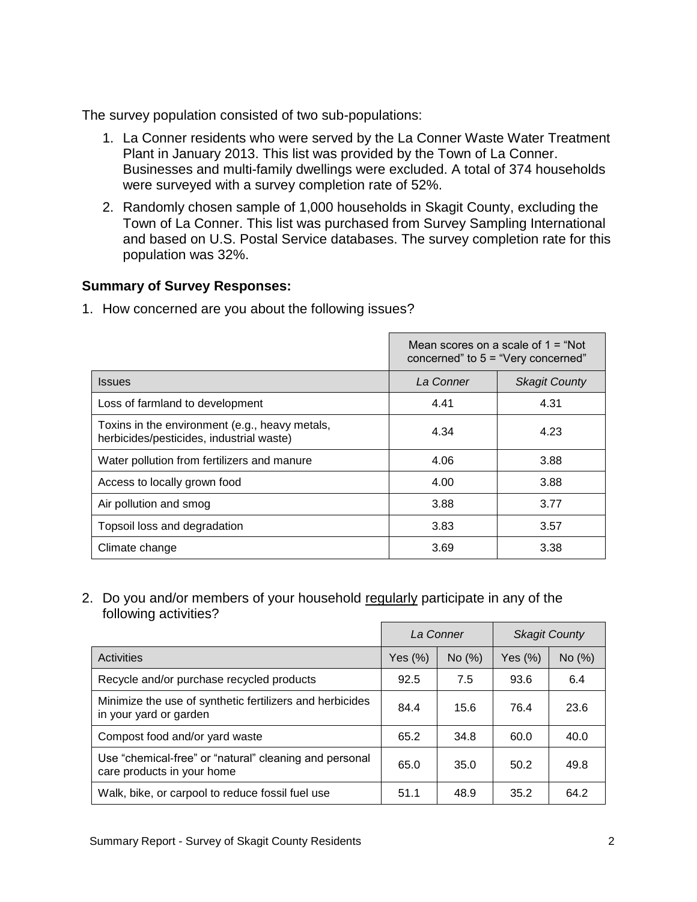The survey population consisted of two sub-populations:

1. La Conner residents who were served by the La Conner Waste Water Treatment Plant in January 2013. This list was provided by the Town of La Conner. Businesses and multi-family dwellings were excluded. A total of 374 households were surveyed with a survey completion rate of 52%.
2. Randomly chosen sample of 1,000 households in Skagit County, excluding the Town of La Conner. This list was purchased from Survey Sampling International and based on U.S. Postal Service databases. The survey completion rate for this population was 32%.

### Summary of Survey Responses:

1. How concerned are you about the following issues?

| | Mean scores on a scale of 1 = "Not concerned" to 5 = "Very concerned" | |
|---|---|---|
| Issues | *La Conner* | *Skagit County* |
| Loss of farmland to development | 4.41 | 4.31 |
| Toxins in the environment (e.g., heavy metals, herbicides/pesticides, industrial waste) | 4.34 | 4.23 |
| Water pollution from fertilizers and manure | 4.06 | 3.88 |
| Access to locally grown food | 4.00 | 3.88 |
| Air pollution and smog | 3.88 | 3.77 |
| Topsoil loss and degradation | 3.83 | 3.57 |
| Climate change | 3.69 | 3.38 |

2. Do you and/or members of your household <u>regularly</u> participate in any of the following activities?

| | *La Conner* | | *Skagit County* | |
|---|---|---|---|---|
| Activities | Yes (%) | No (%) | Yes (%) | No (%) |
| Recycle and/or purchase recycled products | 92.5 | 7.5 | 93.6 | 6.4 |
| Minimize the use of synthetic fertilizers and herbicides in your yard or garden | 84.4 | 15.6 | 76.4 | 23.6 |
| Compost food and/or yard waste | 65.2 | 34.8 | 60.0 | 40.0 |
| Use "chemical-free" or "natural" cleaning and personal care products in your home | 65.0 | 35.0 | 50.2 | 49.8 |
| Walk, bike, or carpool to reduce fossil fuel use | 51.1 | 48.9 | 35.2 | 64.2 |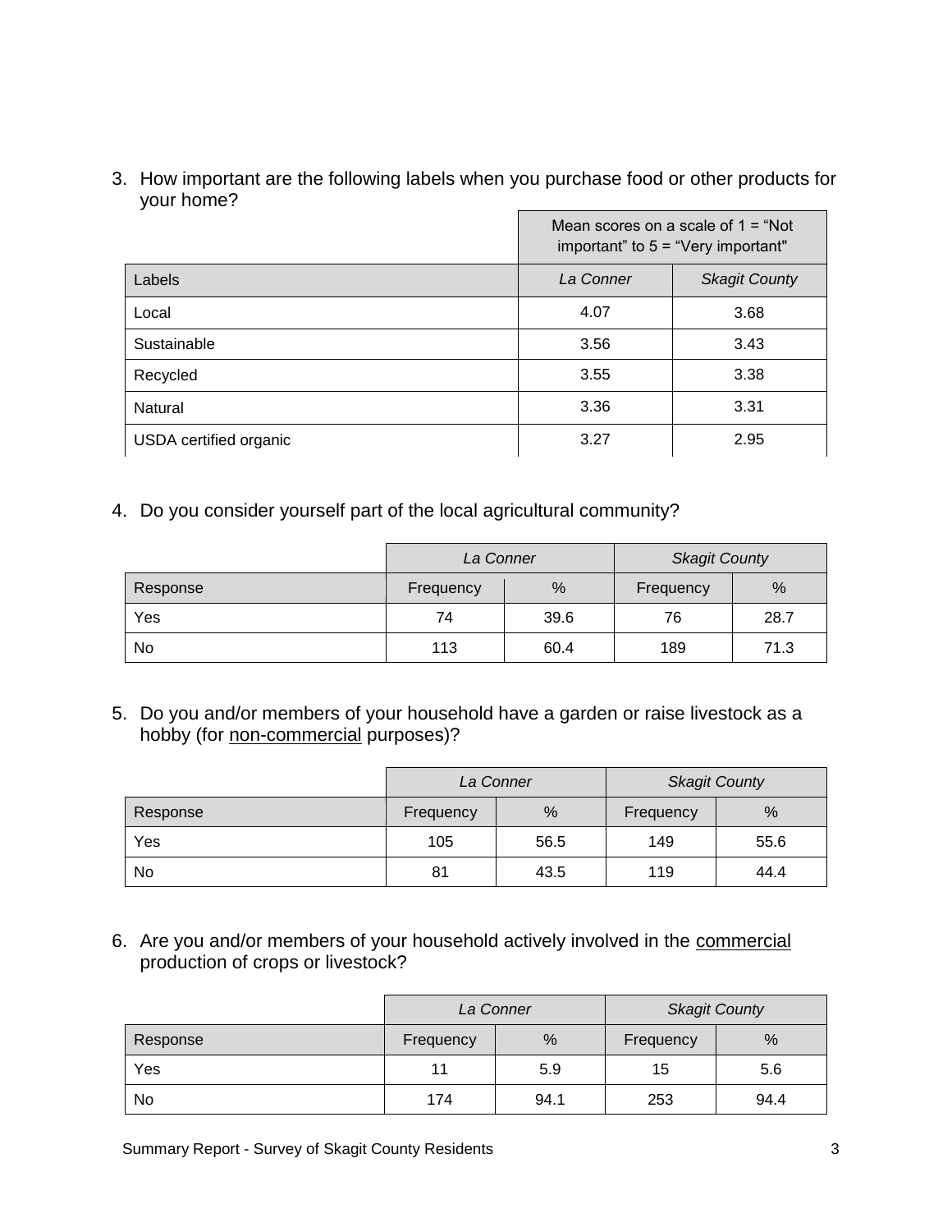3. How important are the following labels when you purchase food or other products for your home?

| | Mean scores on a scale of 1 = "Not important" to 5 = "Very important" | |
|---|---|---|
| Labels | *La Conner* | *Skagit County* |
| Local | 4.07 | 3.68 |
| Sustainable | 3.56 | 3.43 |
| Recycled | 3.55 | 3.38 |
| Natural | 3.36 | 3.31 |
| USDA certified organic | 3.27 | 2.95 |

4. Do you consider yourself part of the local agricultural community?

| | *La Conner* | | *Skagit County* | |
|---|---|---|---|---|
| Response | Frequency | % | Frequency | % |
| Yes | 74 | 39.6 | 76 | 28.7 |
| No | 113 | 60.4 | 189 | 71.3 |

5. Do you and/or members of your household have a garden or raise livestock as a hobby (for non-commercial purposes)?

| | *La Conner* | | *Skagit County* | |
|---|---|---|---|---|
| Response | Frequency | % | Frequency | % |
| Yes | 105 | 56.5 | 149 | 55.6 |
| No | 81 | 43.5 | 119 | 44.4 |

6. Are you and/or members of your household actively involved in the commercial production of crops or livestock?

| | *La Conner* | | *Skagit County* | |
|---|---|---|---|---|
| Response | Frequency | % | Frequency | % |
| Yes | 11 | 5.9 | 15 | 5.6 |
| No | 174 | 94.1 | 253 | 94.4 |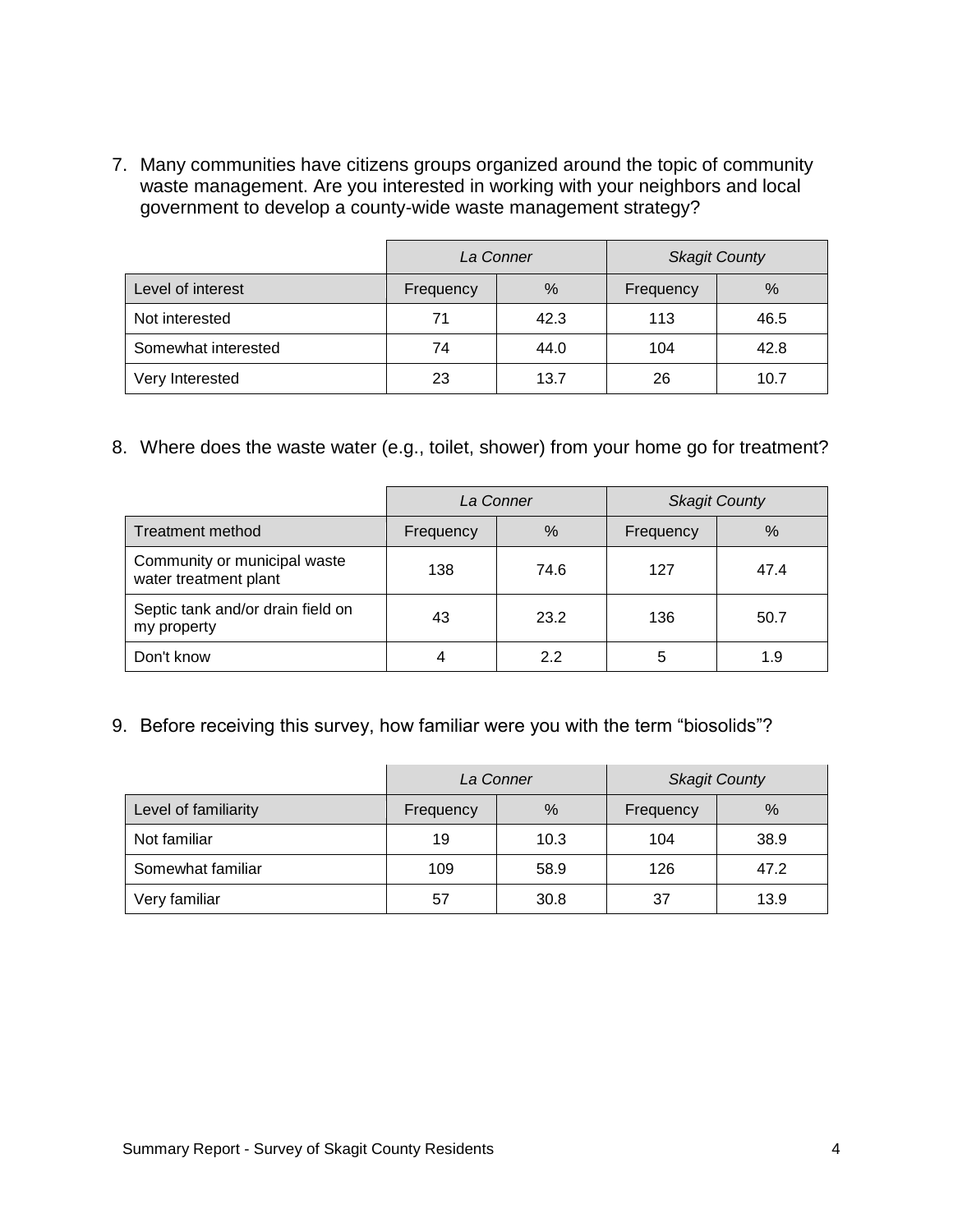7. Many communities have citizens groups organized around the topic of community waste management. Are you interested in working with your neighbors and local government to develop a county-wide waste management strategy?

| | *La Conner* | | *Skagit County* | |
|---|---|---|---|---|
| Level of interest | Frequency | % | Frequency | % |
| Not interested | 71 | 42.3 | 113 | 46.5 |
| Somewhat interested | 74 | 44.0 | 104 | 42.8 |
| Very Interested | 23 | 13.7 | 26 | 10.7 |

8. Where does the waste water (e.g., toilet, shower) from your home go for treatment?

| | *La Conner* | | *Skagit County* | |
|---|---|---|---|---|
| Treatment method | Frequency | % | Frequency | % |
| Community or municipal waste water treatment plant | 138 | 74.6 | 127 | 47.4 |
| Septic tank and/or drain field on my property | 43 | 23.2 | 136 | 50.7 |
| Don't know | 4 | 2.2 | 5 | 1.9 |

9. Before receiving this survey, how familiar were you with the term "biosolids"?

| | *La Conner* | | *Skagit County* | |
|---|---|---|---|---|
| Level of familiarity | Frequency | % | Frequency | % |
| Not familiar | 19 | 10.3 | 104 | 38.9 |
| Somewhat familiar | 109 | 58.9 | 126 | 47.2 |
| Very familiar | 57 | 30.8 | 37 | 13.9 |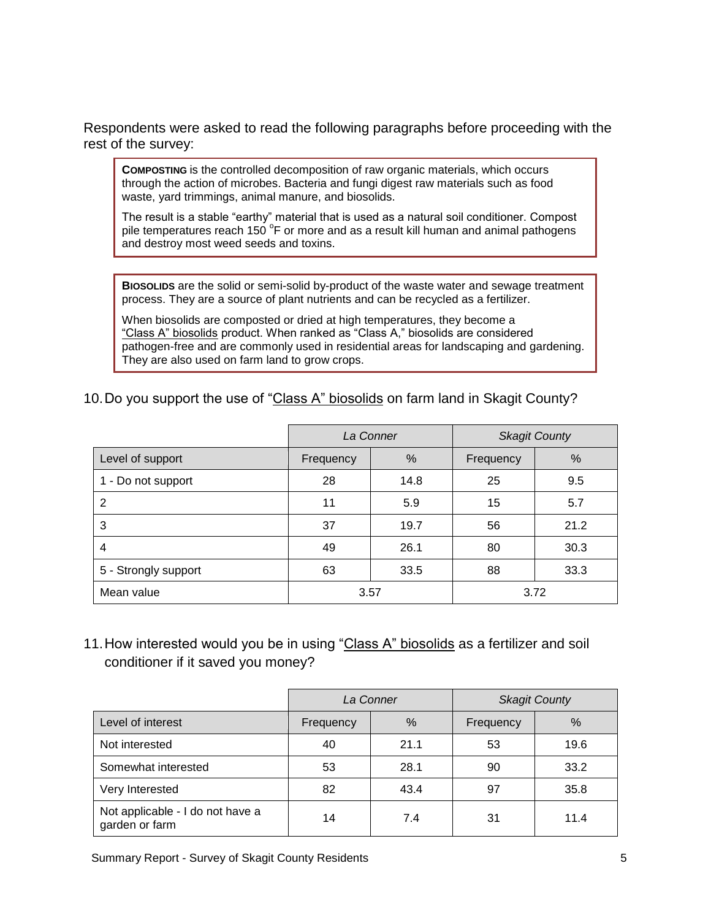Respondents were asked to read the following paragraphs before proceeding with the rest of the survey:

> **COMPOSTING** is the controlled decomposition of raw organic materials, which occurs through the action of microbes. Bacteria and fungi digest raw materials such as food waste, yard trimmings, animal manure, and biosolids.
>
> The result is a stable "earthy" material that is used as a natural soil conditioner. Compost pile temperatures reach 150 °F or more and as a result kill human and animal pathogens and destroy most weed seeds and toxins.

> **BIOSOLIDS** are the solid or semi-solid by-product of the waste water and sewage treatment process. They are a source of plant nutrients and can be recycled as a fertilizer.
>
> When biosolids are composted or dried at high temperatures, they become a "Class A" biosolids product. When ranked as "Class A," biosolids are considered pathogen-free and are commonly used in residential areas for landscaping and gardening. They are also used on farm land to grow crops.

10. Do you support the use of "Class A" biosolids on farm land in Skagit County?

| | *La Conner* | | *Skagit County* | |
|---|---|---|---|---|
| Level of support | Frequency | % | Frequency | % |
| 1 - Do not support | 28 | 14.8 | 25 | 9.5 |
| 2 | 11 | 5.9 | 15 | 5.7 |
| 3 | 37 | 19.7 | 56 | 21.2 |
| 4 | 49 | 26.1 | 80 | 30.3 |
| 5 - Strongly support | 63 | 33.5 | 88 | 33.3 |
| Mean value | 3.57 | | 3.72 | |

11. How interested would you be in using "Class A" biosolids as a fertilizer and soil conditioner if it saved you money?

| | *La Conner* | | *Skagit County* | |
|---|---|---|---|---|
| Level of interest | Frequency | % | Frequency | % |
| Not interested | 40 | 21.1 | 53 | 19.6 |
| Somewhat interested | 53 | 28.1 | 90 | 33.2 |
| Very Interested | 82 | 43.4 | 97 | 35.8 |
| Not applicable - I do not have a garden or farm | 14 | 7.4 | 31 | 11.4 |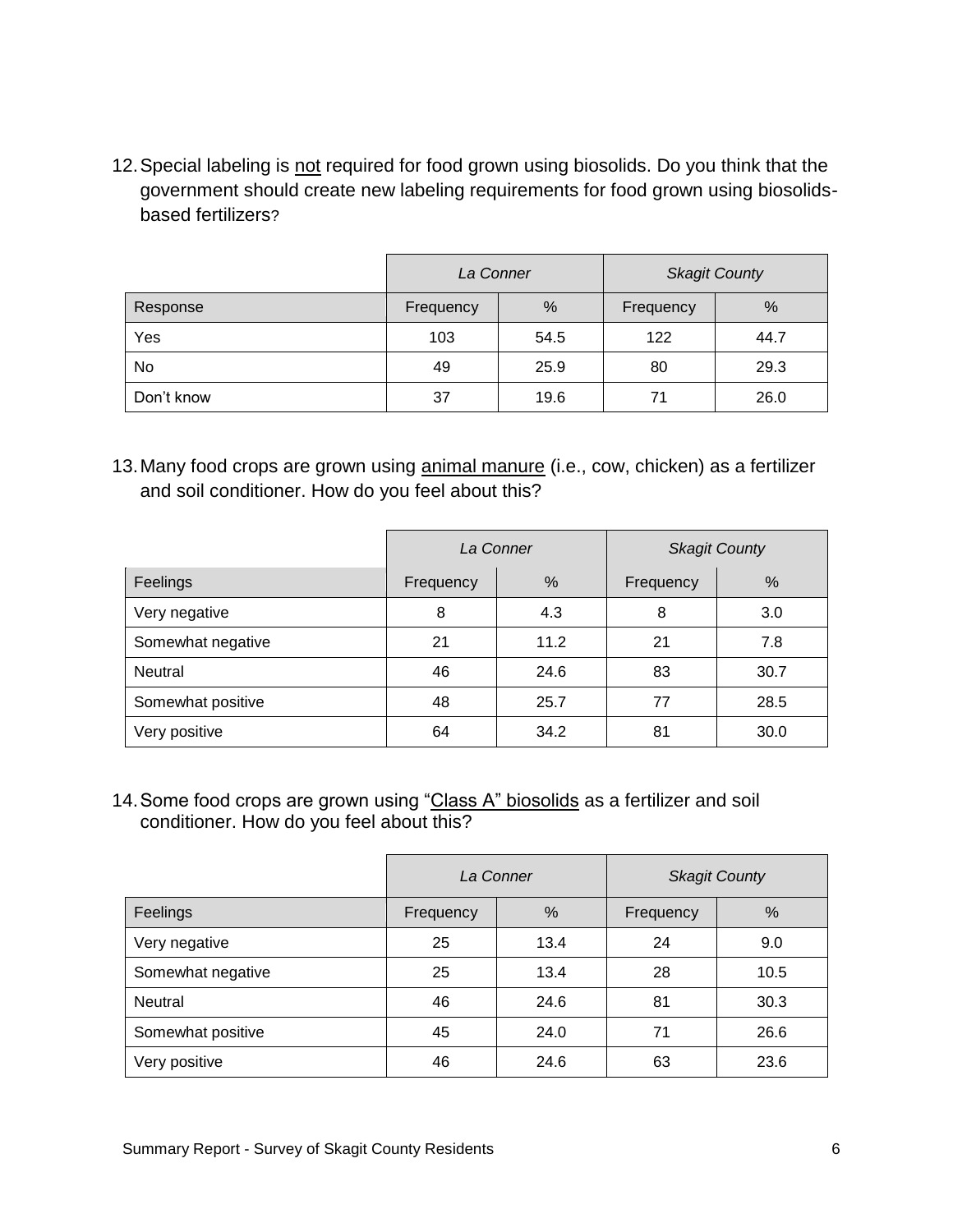12. Special labeling is not required for food grown using biosolids. Do you think that the government should create new labeling requirements for food grown using biosolids-based fertilizers?

| | *La Conner* | | *Skagit County* | |
|---|---|---|---|---|
| Response | Frequency | % | Frequency | % |
| Yes | 103 | 54.5 | 122 | 44.7 |
| No | 49 | 25.9 | 80 | 29.3 |
| Don't know | 37 | 19.6 | 71 | 26.0 |

13. Many food crops are grown using animal manure (i.e., cow, chicken) as a fertilizer and soil conditioner. How do you feel about this?

| | *La Conner* | | *Skagit County* | |
|---|---|---|---|---|
| Feelings | Frequency | % | Frequency | % |
| Very negative | 8 | 4.3 | 8 | 3.0 |
| Somewhat negative | 21 | 11.2 | 21 | 7.8 |
| Neutral | 46 | 24.6 | 83 | 30.7 |
| Somewhat positive | 48 | 25.7 | 77 | 28.5 |
| Very positive | 64 | 34.2 | 81 | 30.0 |

14. Some food crops are grown using "Class A" biosolids as a fertilizer and soil conditioner. How do you feel about this?

| | *La Conner* | | *Skagit County* | |
|---|---|---|---|---|
| Feelings | Frequency | % | Frequency | % |
| Very negative | 25 | 13.4 | 24 | 9.0 |
| Somewhat negative | 25 | 13.4 | 28 | 10.5 |
| Neutral | 46 | 24.6 | 81 | 30.3 |
| Somewhat positive | 45 | 24.0 | 71 | 26.6 |
| Very positive | 46 | 24.6 | 63 | 23.6 |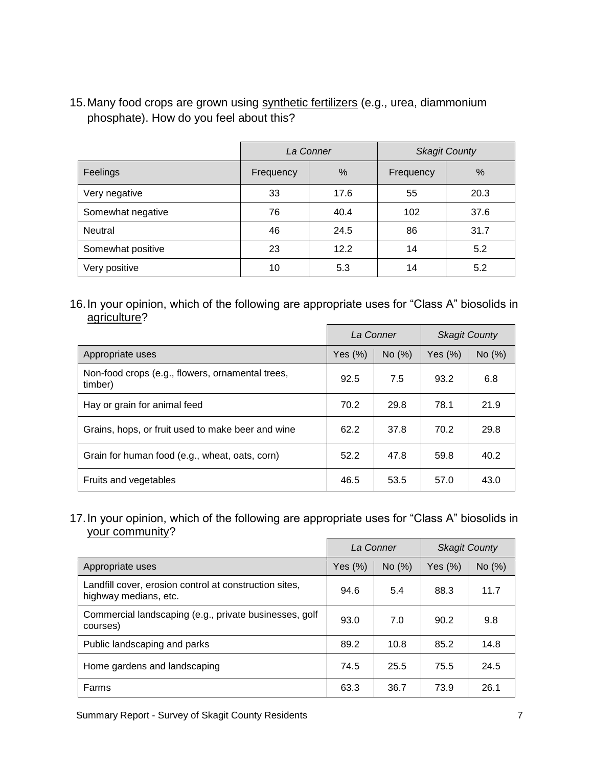15. Many food crops are grown using <u>synthetic fertilizers</u> (e.g., urea, diammonium phosphate). How do you feel about this?

| | *La Conner* | | *Skagit County* | |
|---|---|---|---|---|
| Feelings | Frequency | % | Frequency | % |
| Very negative | 33 | 17.6 | 55 | 20.3 |
| Somewhat negative | 76 | 40.4 | 102 | 37.6 |
| Neutral | 46 | 24.5 | 86 | 31.7 |
| Somewhat positive | 23 | 12.2 | 14 | 5.2 |
| Very positive | 10 | 5.3 | 14 | 5.2 |

16. In your opinion, which of the following are appropriate uses for "Class A" biosolids in <u>agriculture</u>?

| | *La Conner* | | *Skagit County* | |
|---|---|---|---|---|
| Appropriate uses | Yes (%) | No (%) | Yes (%) | No (%) |
| Non-food crops (e.g., flowers, ornamental trees, timber) | 92.5 | 7.5 | 93.2 | 6.8 |
| Hay or grain for animal feed | 70.2 | 29.8 | 78.1 | 21.9 |
| Grains, hops, or fruit used to make beer and wine | 62.2 | 37.8 | 70.2 | 29.8 |
| Grain for human food (e.g., wheat, oats, corn) | 52.2 | 47.8 | 59.8 | 40.2 |
| Fruits and vegetables | 46.5 | 53.5 | 57.0 | 43.0 |

17. In your opinion, which of the following are appropriate uses for "Class A" biosolids in <u>your community</u>?

| | *La Conner* | | *Skagit County* | |
|---|---|---|---|---|
| Appropriate uses | Yes (%) | No (%) | Yes (%) | No (%) |
| Landfill cover, erosion control at construction sites, highway medians, etc. | 94.6 | 5.4 | 88.3 | 11.7 |
| Commercial landscaping (e.g., private businesses, golf courses) | 93.0 | 7.0 | 90.2 | 9.8 |
| Public landscaping and parks | 89.2 | 10.8 | 85.2 | 14.8 |
| Home gardens and landscaping | 74.5 | 25.5 | 75.5 | 24.5 |
| Farms | 63.3 | 36.7 | 73.9 | 26.1 |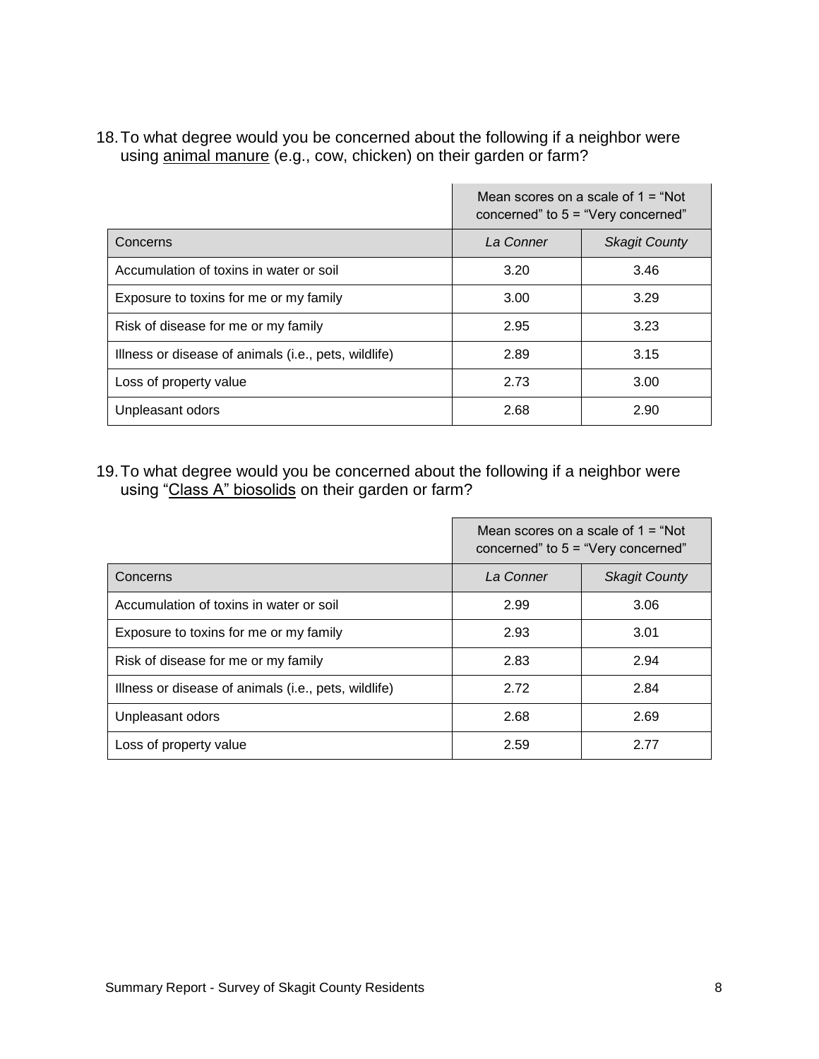18. To what degree would you be concerned about the following if a neighbor were using animal manure (e.g., cow, chicken) on their garden or farm?

| | Mean scores on a scale of 1 = "Not concerned" to 5 = "Very concerned" | |
|---|---|---|
| Concerns | *La Conner* | *Skagit County* |
| Accumulation of toxins in water or soil | 3.20 | 3.46 |
| Exposure to toxins for me or my family | 3.00 | 3.29 |
| Risk of disease for me or my family | 2.95 | 3.23 |
| Illness or disease of animals (i.e., pets, wildlife) | 2.89 | 3.15 |
| Loss of property value | 2.73 | 3.00 |
| Unpleasant odors | 2.68 | 2.90 |

19. To what degree would you be concerned about the following if a neighbor were using "Class A" biosolids on their garden or farm?

| | Mean scores on a scale of 1 = "Not concerned" to 5 = "Very concerned" | |
|---|---|---|
| Concerns | *La Conner* | *Skagit County* |
| Accumulation of toxins in water or soil | 2.99 | 3.06 |
| Exposure to toxins for me or my family | 2.93 | 3.01 |
| Risk of disease for me or my family | 2.83 | 2.94 |
| Illness or disease of animals (i.e., pets, wildlife) | 2.72 | 2.84 |
| Unpleasant odors | 2.68 | 2.69 |
| Loss of property value | 2.59 | 2.77 |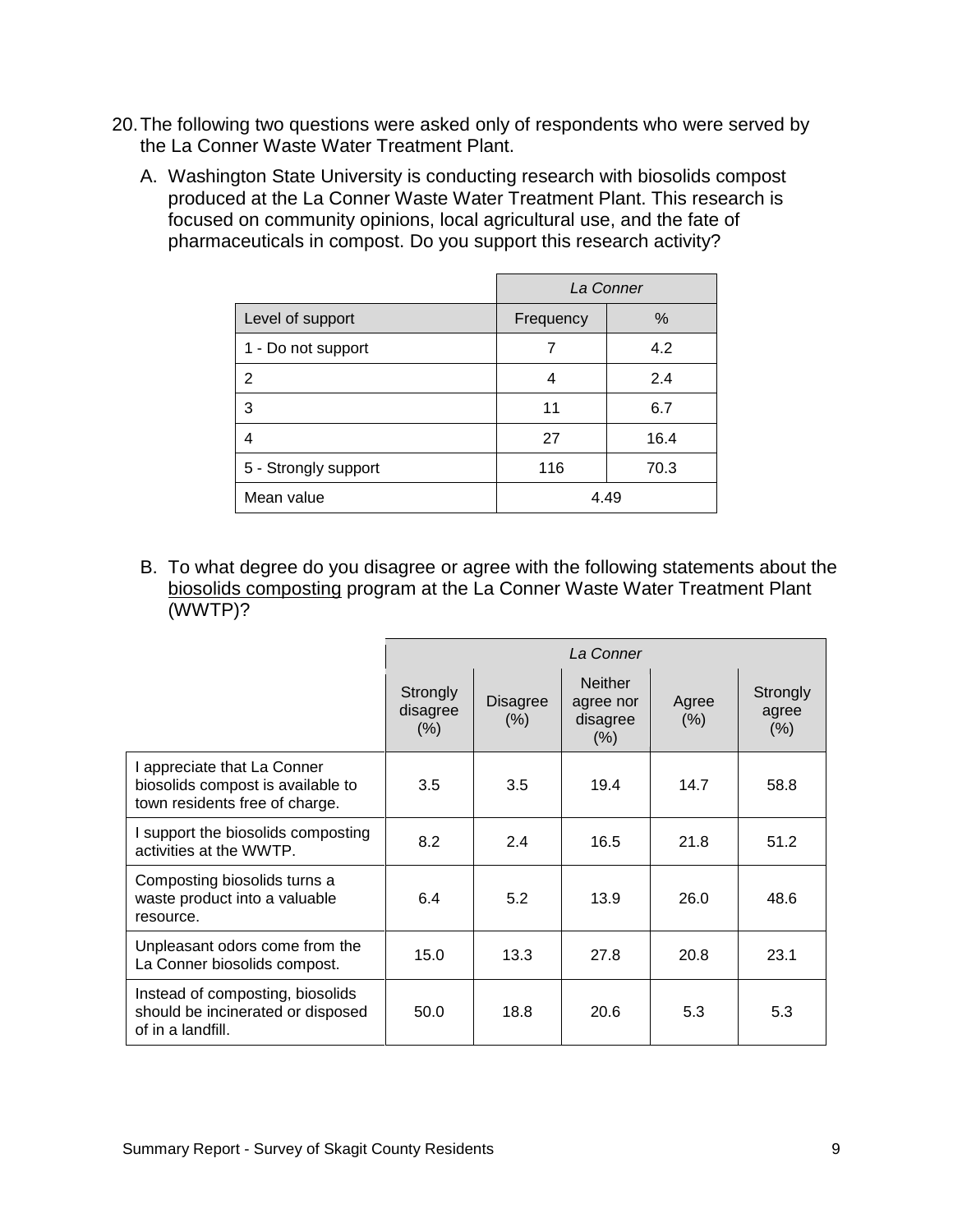20. The following two questions were asked only of respondents who were served by the La Conner Waste Water Treatment Plant.

    A. Washington State University is conducting research with biosolids compost produced at the La Conner Waste Water Treatment Plant. This research is focused on community opinions, local agricultural use, and the fate of pharmaceuticals in compost. Do you support this research activity?

| | *La Conner* | |
|---|---|---|
| Level of support | Frequency | % |
| 1 - Do not support | 7 | 4.2 |
| 2 | 4 | 2.4 |
| 3 | 11 | 6.7 |
| 4 | 27 | 16.4 |
| 5 - Strongly support | 116 | 70.3 |
| Mean value | 4.49 | |

    B. To what degree do you disagree or agree with the following statements about the biosolids composting program at the La Conner Waste Water Treatment Plant (WWTP)?

| | *La Conner* | | | | |
|---|---|---|---|---|---|
| | Strongly disagree (%) | Disagree (%) | Neither agree nor disagree (%) | Agree (%) | Strongly agree (%) |
| I appreciate that La Conner biosolids compost is available to town residents free of charge. | 3.5 | 3.5 | 19.4 | 14.7 | 58.8 |
| I support the biosolids composting activities at the WWTP. | 8.2 | 2.4 | 16.5 | 21.8 | 51.2 |
| Composting biosolids turns a waste product into a valuable resource. | 6.4 | 5.2 | 13.9 | 26.0 | 48.6 |
| Unpleasant odors come from the La Conner biosolids compost. | 15.0 | 13.3 | 27.8 | 20.8 | 23.1 |
| Instead of composting, biosolids should be incinerated or disposed of in a landfill. | 50.0 | 18.8 | 20.6 | 5.3 | 5.3 |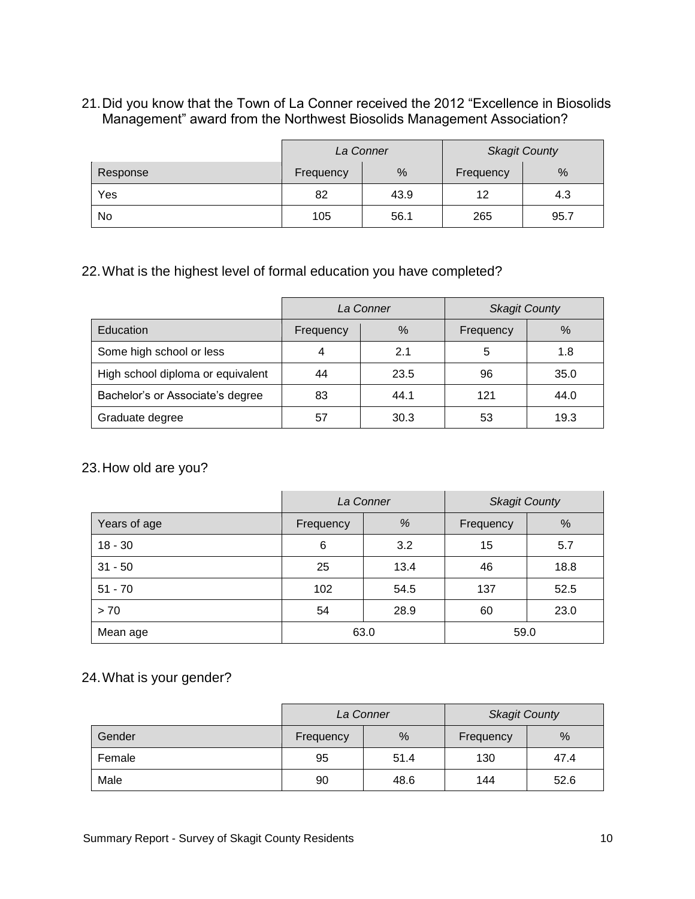21. Did you know that the Town of La Conner received the 2012 “Excellence in Biosolids Management” award from the Northwest Biosolids Management Association?

| | *La Conner* | | *Skagit County* | |
|---|---|---|---|---|
| Response | Frequency | % | Frequency | % |
| Yes | 82 | 43.9 | 12 | 4.3 |
| No | 105 | 56.1 | 265 | 95.7 |

22. What is the highest level of formal education you have completed?

| | *La Conner* | | *Skagit County* | |
|---|---|---|---|---|
| Education | Frequency | % | Frequency | % |
| Some high school or less | 4 | 2.1 | 5 | 1.8 |
| High school diploma or equivalent | 44 | 23.5 | 96 | 35.0 |
| Bachelor’s or Associate’s degree | 83 | 44.1 | 121 | 44.0 |
| Graduate degree | 57 | 30.3 | 53 | 19.3 |

23. How old are you?

| | *La Conner* | | *Skagit County* | |
|---|---|---|---|---|
| Years of age | Frequency | % | Frequency | % |
| 18 - 30 | 6 | 3.2 | 15 | 5.7 |
| 31 - 50 | 25 | 13.4 | 46 | 18.8 |
| 51 - 70 | 102 | 54.5 | 137 | 52.5 |
| > 70 | 54 | 28.9 | 60 | 23.0 |
| Mean age | 63.0 | | 59.0 | |

24. What is your gender?

| | *La Conner* | | *Skagit County* | |
|---|---|---|---|---|
| Gender | Frequency | % | Frequency | % |
| Female | 95 | 51.4 | 130 | 47.4 |
| Male | 90 | 48.6 | 144 | 52.6 |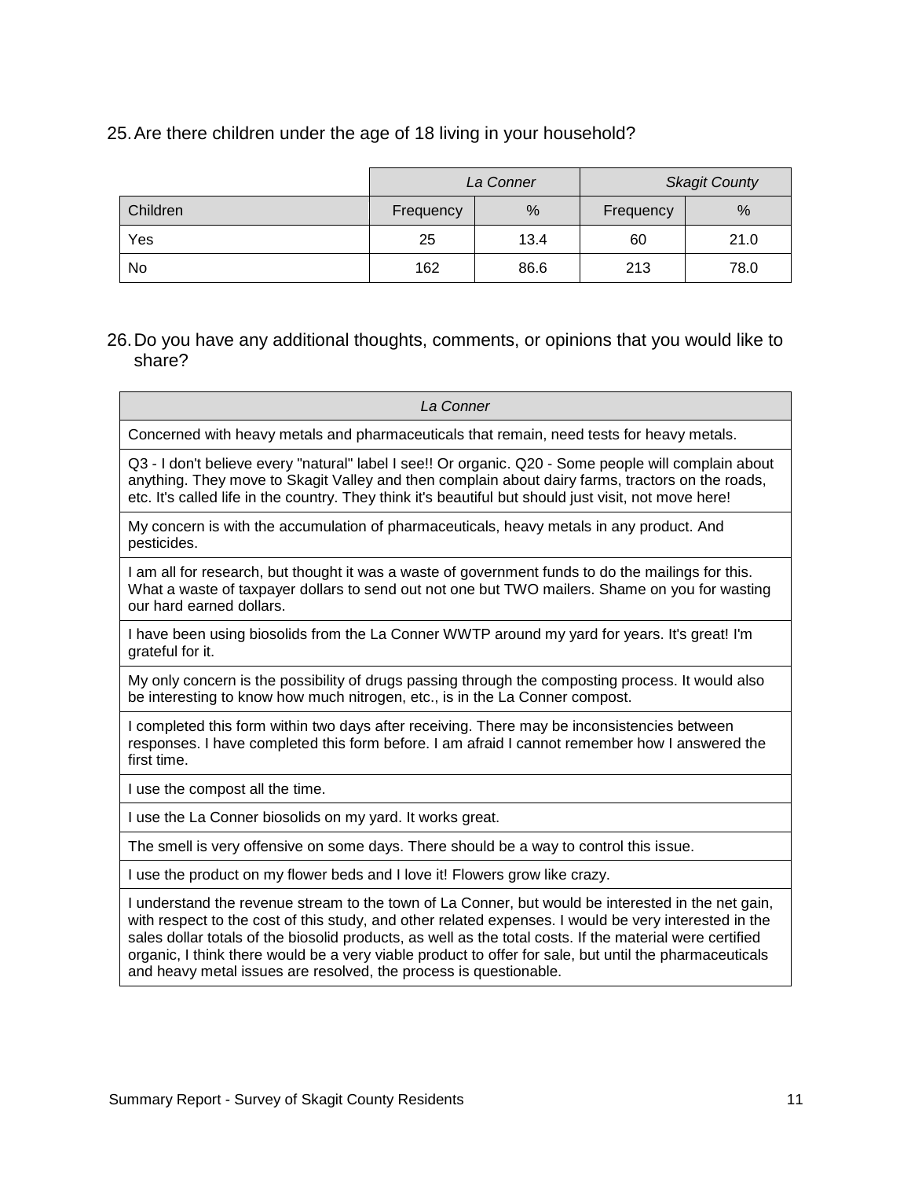25. Are there children under the age of 18 living in your household?

| | *La Conner* | | *Skagit County* | |
|---|---|---|---|---|
| Children | Frequency | % | Frequency | % |
| Yes | 25 | 13.4 | 60 | 21.0 |
| No | 162 | 86.6 | 213 | 78.0 |

26. Do you have any additional thoughts, comments, or opinions that you would like to share?

| *La Conner* |
|---|
| Concerned with heavy metals and pharmaceuticals that remain, need tests for heavy metals. |
| Q3 - I don't believe every "natural" label I see!! Or organic. Q20 - Some people will complain about anything. They move to Skagit Valley and then complain about dairy farms, tractors on the roads, etc. It's called life in the country. They think it's beautiful but should just visit, not move here! |
| My concern is with the accumulation of pharmaceuticals, heavy metals in any product. And pesticides. |
| I am all for research, but thought it was a waste of government funds to do the mailings for this. What a waste of taxpayer dollars to send out not one but TWO mailers. Shame on you for wasting our hard earned dollars. |
| I have been using biosolids from the La Conner WWTP around my yard for years. It's great! I'm grateful for it. |
| My only concern is the possibility of drugs passing through the composting process. It would also be interesting to know how much nitrogen, etc., is in the La Conner compost. |
| I completed this form within two days after receiving. There may be inconsistencies between responses. I have completed this form before. I am afraid I cannot remember how I answered the first time. |
| I use the compost all the time. |
| I use the La Conner biosolids on my yard. It works great. |
| The smell is very offensive on some days. There should be a way to control this issue. |
| I use the product on my flower beds and I love it! Flowers grow like crazy. |
| I understand the revenue stream to the town of La Conner, but would be interested in the net gain, with respect to the cost of this study, and other related expenses. I would be very interested in the sales dollar totals of the biosolid products, as well as the total costs. If the material were certified organic, I think there would be a very viable product to offer for sale, but until the pharmaceuticals and heavy metal issues are resolved, the process is questionable. |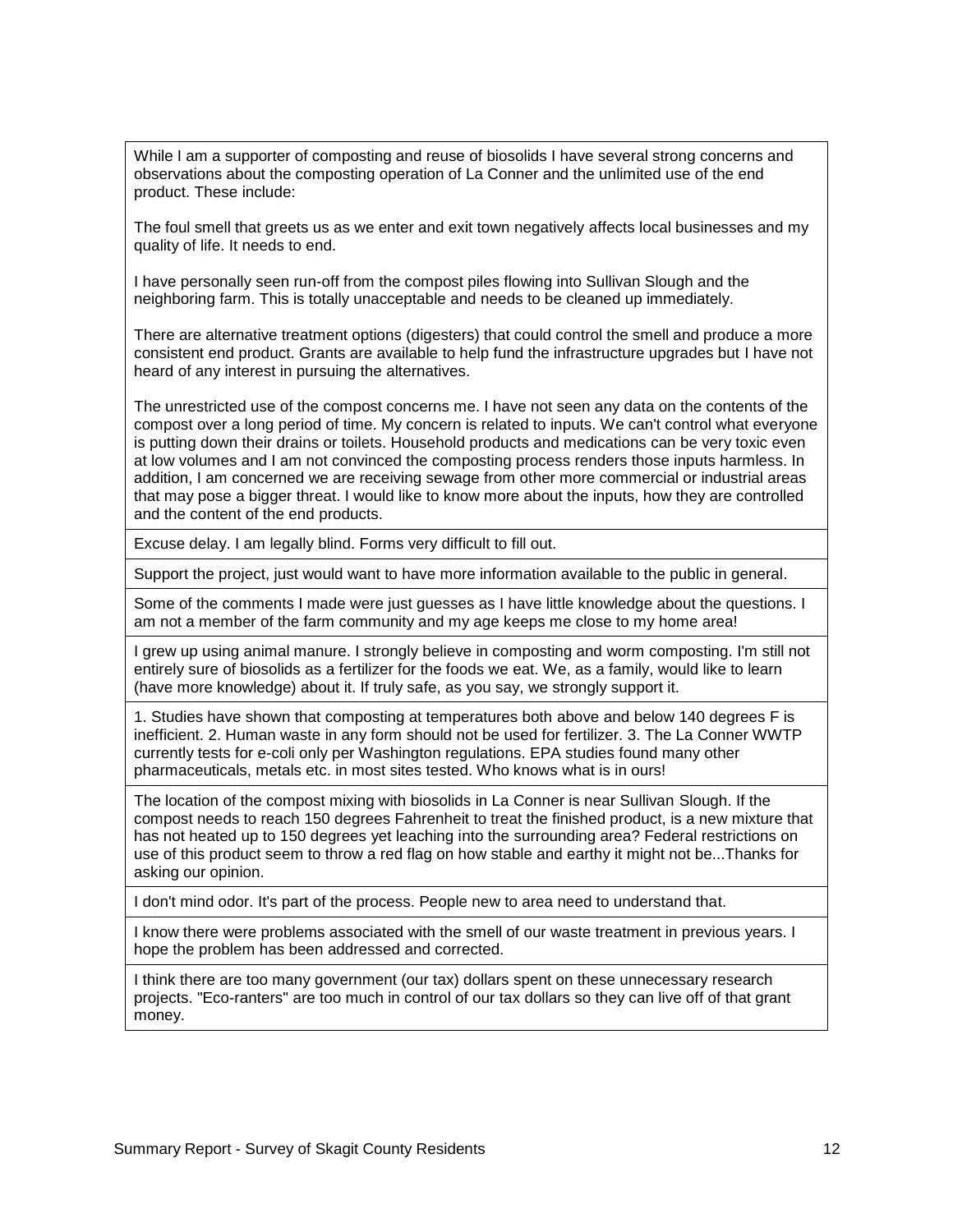| |
|---|
| While I am a supporter of composting and reuse of biosolids I have several strong concerns and observations about the composting operation of La Conner and the unlimited use of the end product. These include:<br><br>The foul smell that greets us as we enter and exit town negatively affects local businesses and my quality of life. It needs to end.<br><br>I have personally seen run-off from the compost piles flowing into Sullivan Slough and the neighboring farm. This is totally unacceptable and needs to be cleaned up immediately.<br><br>There are alternative treatment options (digesters) that could control the smell and produce a more consistent end product. Grants are available to help fund the infrastructure upgrades but I have not heard of any interest in pursuing the alternatives.<br><br>The unrestricted use of the compost concerns me. I have not seen any data on the contents of the compost over a long period of time. My concern is related to inputs. We can't control what everyone is putting down their drains or toilets. Household products and medications can be very toxic even at low volumes and I am not convinced the composting process renders those inputs harmless. In addition, I am concerned we are receiving sewage from other more commercial or industrial areas that may pose a bigger threat. I would like to know more about the inputs, how they are controlled and the content of the end products. |
| Excuse delay. I am legally blind. Forms very difficult to fill out. |
| Support the project, just would want to have more information available to the public in general. |
| Some of the comments I made were just guesses as I have little knowledge about the questions. I am not a member of the farm community and my age keeps me close to my home area! |
| I grew up using animal manure. I strongly believe in composting and worm composting. I'm still not entirely sure of biosolids as a fertilizer for the foods we eat. We, as a family, would like to learn (have more knowledge) about it. If truly safe, as you say, we strongly support it. |
| 1. Studies have shown that composting at temperatures both above and below 140 degrees F is inefficient. 2. Human waste in any form should not be used for fertilizer. 3. The La Conner WWTP currently tests for e-coli only per Washington regulations. EPA studies found many other pharmaceuticals, metals etc. in most sites tested. Who knows what is in ours! |
| The location of the compost mixing with biosolids in La Conner is near Sullivan Slough. If the compost needs to reach 150 degrees Fahrenheit to treat the finished product, is a new mixture that has not heated up to 150 degrees yet leaching into the surrounding area? Federal restrictions on use of this product seem to throw a red flag on how stable and earthy it might not be...Thanks for asking our opinion. |
| I don't mind odor. It's part of the process. People new to area need to understand that. |
| I know there were problems associated with the smell of our waste treatment in previous years. I hope the problem has been addressed and corrected. |
| I think there are too many government (our tax) dollars spent on these unnecessary research projects. "Eco-ranters" are too much in control of our tax dollars so they can live off of that grant money. |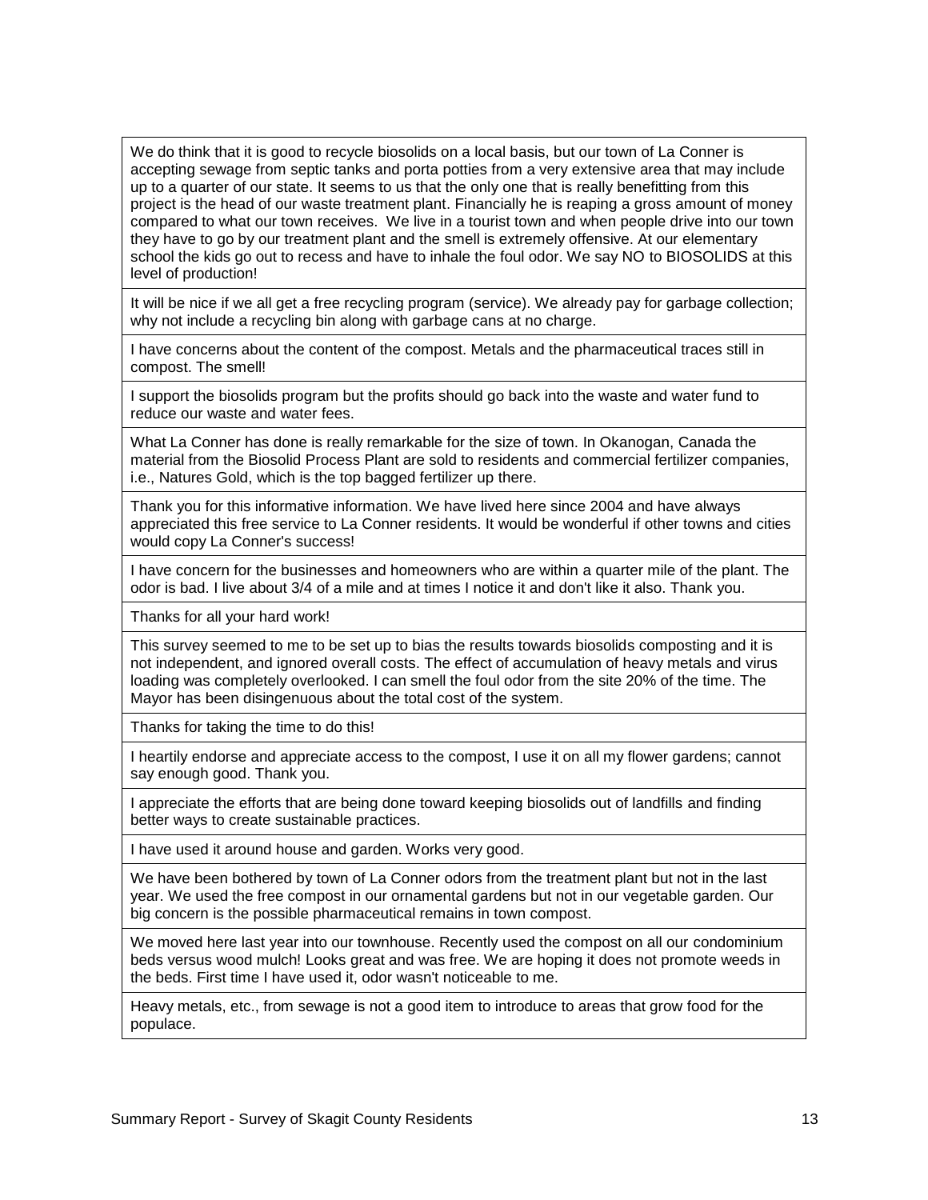| |
|---|
| We do think that it is good to recycle biosolids on a local basis, but our town of La Conner is accepting sewage from septic tanks and porta potties from a very extensive area that may include up to a quarter of our state. It seems to us that the only one that is really benefitting from this project is the head of our waste treatment plant. Financially he is reaping a gross amount of money compared to what our town receives. We live in a tourist town and when people drive into our town they have to go by our treatment plant and the smell is extremely offensive. At our elementary school the kids go out to recess and have to inhale the foul odor. We say NO to BIOSOLIDS at this level of production! |
| It will be nice if we all get a free recycling program (service). We already pay for garbage collection; why not include a recycling bin along with garbage cans at no charge. |
| I have concerns about the content of the compost. Metals and the pharmaceutical traces still in compost. The smell! |
| I support the biosolids program but the profits should go back into the waste and water fund to reduce our waste and water fees. |
| What La Conner has done is really remarkable for the size of town. In Okanogan, Canada the material from the Biosolid Process Plant are sold to residents and commercial fertilizer companies, i.e., Natures Gold, which is the top bagged fertilizer up there. |
| Thank you for this informative information. We have lived here since 2004 and have always appreciated this free service to La Conner residents. It would be wonderful if other towns and cities would copy La Conner's success! |
| I have concern for the businesses and homeowners who are within a quarter mile of the plant. The odor is bad. I live about 3/4 of a mile and at times I notice it and don't like it also. Thank you. |
| Thanks for all your hard work! |
| This survey seemed to me to be set up to bias the results towards biosolids composting and it is not independent, and ignored overall costs. The effect of accumulation of heavy metals and virus loading was completely overlooked. I can smell the foul odor from the site 20% of the time. The Mayor has been disingenuous about the total cost of the system. |
| Thanks for taking the time to do this! |
| I heartily endorse and appreciate access to the compost, I use it on all my flower gardens; cannot say enough good. Thank you. |
| I appreciate the efforts that are being done toward keeping biosolids out of landfills and finding better ways to create sustainable practices. |
| I have used it around house and garden. Works very good. |
| We have been bothered by town of La Conner odors from the treatment plant but not in the last year. We used the free compost in our ornamental gardens but not in our vegetable garden. Our big concern is the possible pharmaceutical remains in town compost. |
| We moved here last year into our townhouse. Recently used the compost on all our condominium beds versus wood mulch! Looks great and was free. We are hoping it does not promote weeds in the beds. First time I have used it, odor wasn't noticeable to me. |
| Heavy metals, etc., from sewage is not a good item to introduce to areas that grow food for the populace. |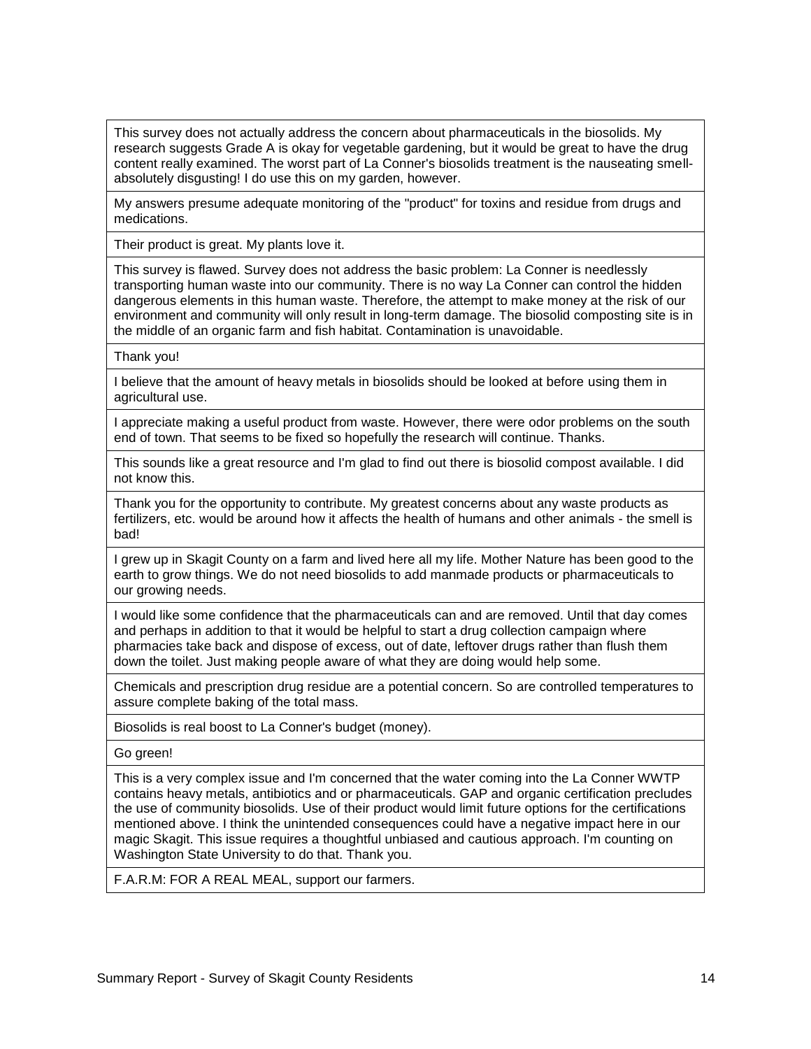| |
|---|
| This survey does not actually address the concern about pharmaceuticals in the biosolids. My research suggests Grade A is okay for vegetable gardening, but it would be great to have the drug content really examined. The worst part of La Conner's biosolids treatment is the nauseating smell-absolutely disgusting! I do use this on my garden, however. |
| My answers presume adequate monitoring of the "product" for toxins and residue from drugs and medications. |
| Their product is great. My plants love it. |
| This survey is flawed. Survey does not address the basic problem: La Conner is needlessly transporting human waste into our community. There is no way La Conner can control the hidden dangerous elements in this human waste. Therefore, the attempt to make money at the risk of our environment and community will only result in long-term damage. The biosolid composting site is in the middle of an organic farm and fish habitat. Contamination is unavoidable. |
| Thank you! |
| I believe that the amount of heavy metals in biosolids should be looked at before using them in agricultural use. |
| I appreciate making a useful product from waste. However, there were odor problems on the south end of town. That seems to be fixed so hopefully the research will continue. Thanks. |
| This sounds like a great resource and I'm glad to find out there is biosolid compost available. I did not know this. |
| Thank you for the opportunity to contribute. My greatest concerns about any waste products as fertilizers, etc. would be around how it affects the health of humans and other animals - the smell is bad! |
| I grew up in Skagit County on a farm and lived here all my life. Mother Nature has been good to the earth to grow things. We do not need biosolids to add manmade products or pharmaceuticals to our growing needs. |
| I would like some confidence that the pharmaceuticals can and are removed. Until that day comes and perhaps in addition to that it would be helpful to start a drug collection campaign where pharmacies take back and dispose of excess, out of date, leftover drugs rather than flush them down the toilet. Just making people aware of what they are doing would help some. |
| Chemicals and prescription drug residue are a potential concern. So are controlled temperatures to assure complete baking of the total mass. |
| Biosolids is real boost to La Conner's budget (money). |
| Go green! |
| This is a very complex issue and I'm concerned that the water coming into the La Conner WWTP contains heavy metals, antibiotics and or pharmaceuticals. GAP and organic certification precludes the use of community biosolids. Use of their product would limit future options for the certifications mentioned above. I think the unintended consequences could have a negative impact here in our magic Skagit. This issue requires a thoughtful unbiased and cautious approach. I'm counting on Washington State University to do that. Thank you. |
| F.A.R.M: FOR A REAL MEAL, support our farmers. |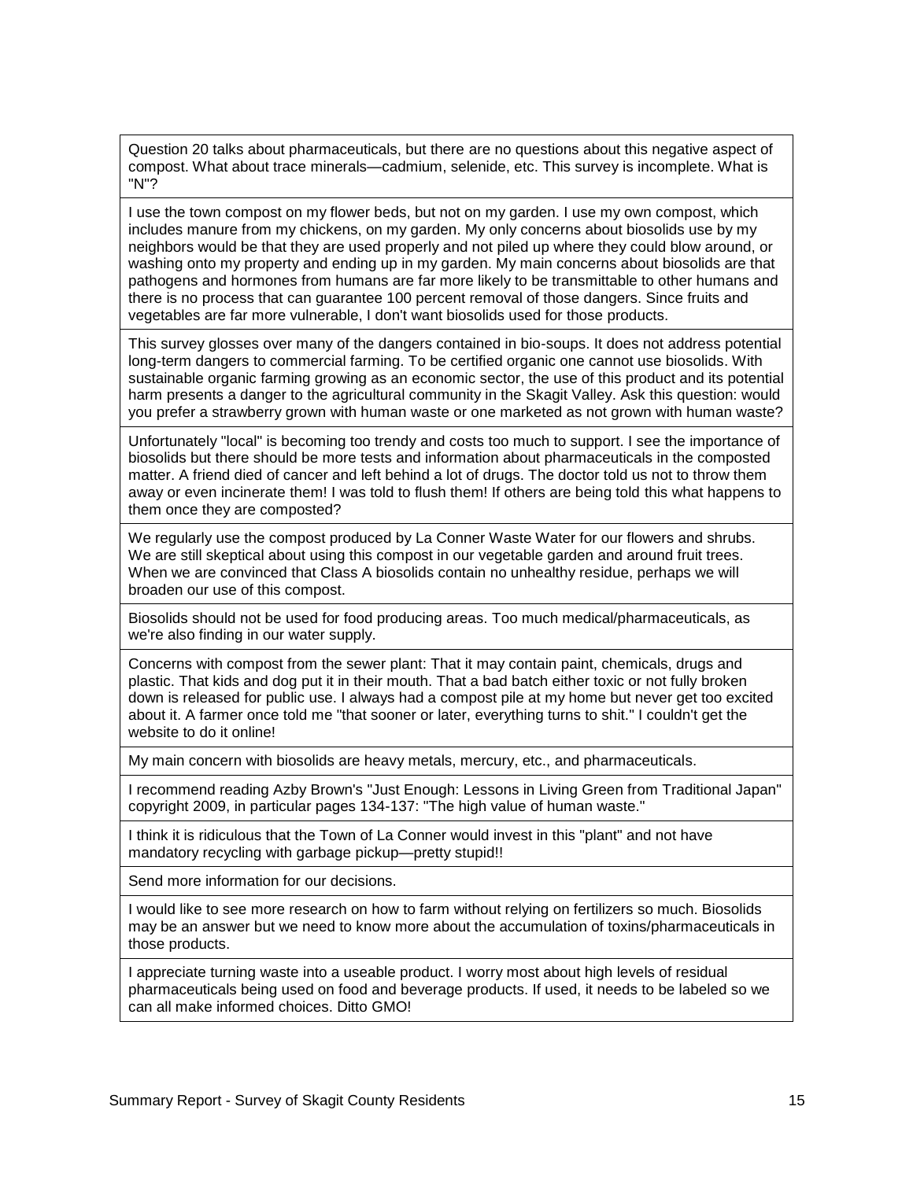| |
|---|
| Question 20 talks about pharmaceuticals, but there are no questions about this negative aspect of compost. What about trace minerals—cadmium, selenide, etc. This survey is incomplete. What is "N"? |
| I use the town compost on my flower beds, but not on my garden. I use my own compost, which includes manure from my chickens, on my garden. My only concerns about biosolids use by my neighbors would be that they are used properly and not piled up where they could blow around, or washing onto my property and ending up in my garden. My main concerns about biosolids are that pathogens and hormones from humans are far more likely to be transmittable to other humans and there is no process that can guarantee 100 percent removal of those dangers. Since fruits and vegetables are far more vulnerable, I don't want biosolids used for those products. |
| This survey glosses over many of the dangers contained in bio-soups. It does not address potential long-term dangers to commercial farming. To be certified organic one cannot use biosolids. With sustainable organic farming growing as an economic sector, the use of this product and its potential harm presents a danger to the agricultural community in the Skagit Valley. Ask this question: would you prefer a strawberry grown with human waste or one marketed as not grown with human waste? |
| Unfortunately "local" is becoming too trendy and costs too much to support. I see the importance of biosolids but there should be more tests and information about pharmaceuticals in the composted matter. A friend died of cancer and left behind a lot of drugs. The doctor told us not to throw them away or even incinerate them! I was told to flush them! If others are being told this what happens to them once they are composted? |
| We regularly use the compost produced by La Conner Waste Water for our flowers and shrubs. We are still skeptical about using this compost in our vegetable garden and around fruit trees. When we are convinced that Class A biosolids contain no unhealthy residue, perhaps we will broaden our use of this compost. |
| Biosolids should not be used for food producing areas. Too much medical/pharmaceuticals, as we're also finding in our water supply. |
| Concerns with compost from the sewer plant: That it may contain paint, chemicals, drugs and plastic. That kids and dog put it in their mouth. That a bad batch either toxic or not fully broken down is released for public use. I always had a compost pile at my home but never get too excited about it. A farmer once told me "that sooner or later, everything turns to shit." I couldn't get the website to do it online! |
| My main concern with biosolids are heavy metals, mercury, etc., and pharmaceuticals. |
| I recommend reading Azby Brown's "Just Enough: Lessons in Living Green from Traditional Japan" copyright 2009, in particular pages 134-137: "The high value of human waste." |
| I think it is ridiculous that the Town of La Conner would invest in this "plant" and not have mandatory recycling with garbage pickup—pretty stupid!! |
| Send more information for our decisions. |
| I would like to see more research on how to farm without relying on fertilizers so much. Biosolids may be an answer but we need to know more about the accumulation of toxins/pharmaceuticals in those products. |
| I appreciate turning waste into a useable product. I worry most about high levels of residual pharmaceuticals being used on food and beverage products. If used, it needs to be labeled so we can all make informed choices. Ditto GMO! |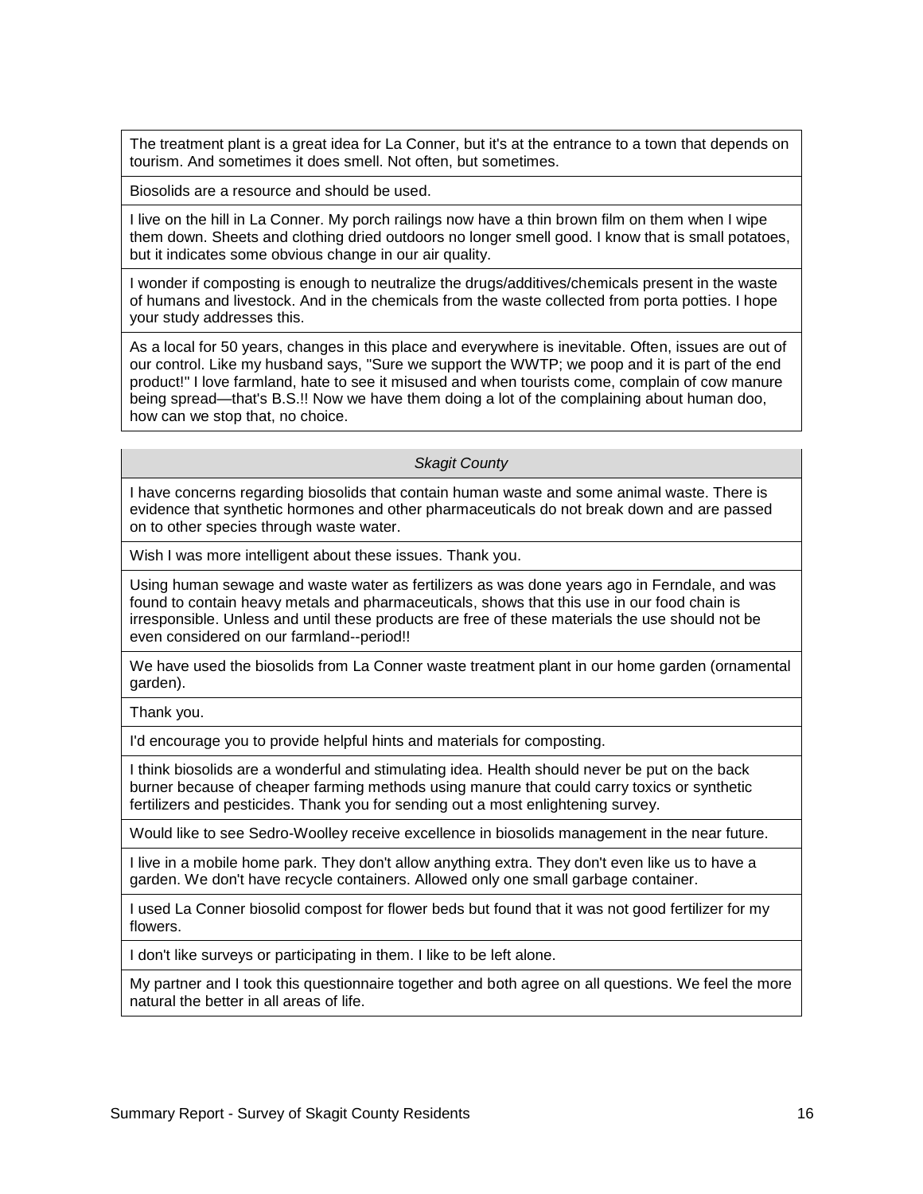| |
|---|
| The treatment plant is a great idea for La Conner, but it's at the entrance to a town that depends on tourism. And sometimes it does smell. Not often, but sometimes. |
| Biosolids are a resource and should be used. |
| I live on the hill in La Conner. My porch railings now have a thin brown film on them when I wipe them down. Sheets and clothing dried outdoors no longer smell good. I know that is small potatoes, but it indicates some obvious change in our air quality. |
| I wonder if composting is enough to neutralize the drugs/additives/chemicals present in the waste of humans and livestock. And in the chemicals from the waste collected from porta potties. I hope your study addresses this. |
| As a local for 50 years, changes in this place and everywhere is inevitable. Often, issues are out of our control. Like my husband says, "Sure we support the WWTP; we poop and it is part of the end product!" I love farmland, hate to see it misused and when tourists come, complain of cow manure being spread—that's B.S.!! Now we have them doing a lot of the complaining about human doo, how can we stop that, no choice. |

| *Skagit County* |
|---|
| I have concerns regarding biosolids that contain human waste and some animal waste. There is evidence that synthetic hormones and other pharmaceuticals do not break down and are passed on to other species through waste water. |
| Wish I was more intelligent about these issues. Thank you. |
| Using human sewage and waste water as fertilizers as was done years ago in Ferndale, and was found to contain heavy metals and pharmaceuticals, shows that this use in our food chain is irresponsible. Unless and until these products are free of these materials the use should not be even considered on our farmland--period!! |
| We have used the biosolids from La Conner waste treatment plant in our home garden (ornamental garden). |
| Thank you. |
| I'd encourage you to provide helpful hints and materials for composting. |
| I think biosolids are a wonderful and stimulating idea. Health should never be put on the back burner because of cheaper farming methods using manure that could carry toxics or synthetic fertilizers and pesticides. Thank you for sending out a most enlightening survey. |
| Would like to see Sedro-Woolley receive excellence in biosolids management in the near future. |
| I live in a mobile home park. They don't allow anything extra. They don't even like us to have a garden. We don't have recycle containers. Allowed only one small garbage container. |
| I used La Conner biosolid compost for flower beds but found that it was not good fertilizer for my flowers. |
| I don't like surveys or participating in them. I like to be left alone. |
| My partner and I took this questionnaire together and both agree on all questions. We feel the more natural the better in all areas of life. |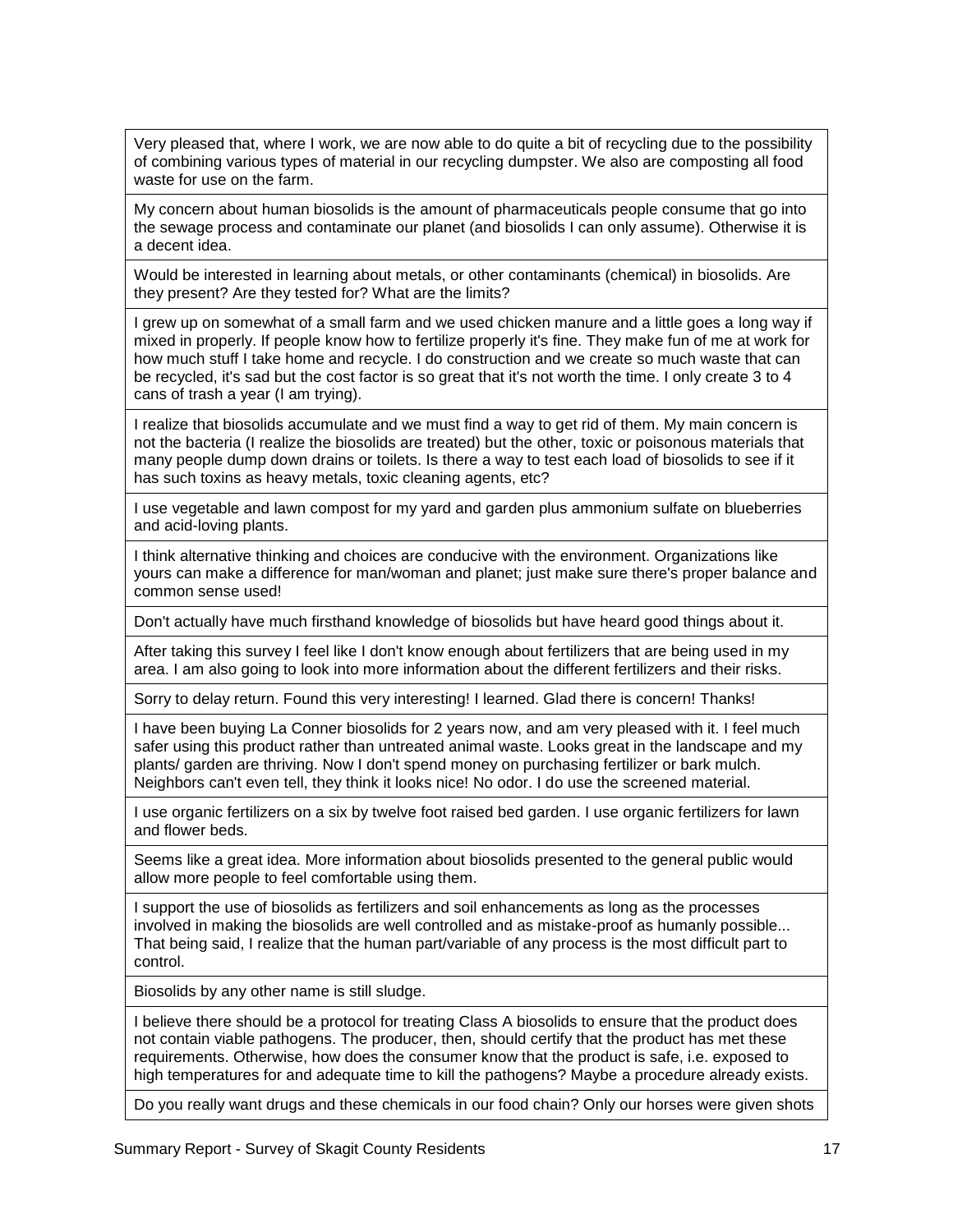| |
|---|
| Very pleased that, where I work, we are now able to do quite a bit of recycling due to the possibility of combining various types of material in our recycling dumpster. We also are composting all food waste for use on the farm. |
| My concern about human biosolids is the amount of pharmaceuticals people consume that go into the sewage process and contaminate our planet (and biosolids I can only assume). Otherwise it is a decent idea. |
| Would be interested in learning about metals, or other contaminants (chemical) in biosolids. Are they present? Are they tested for? What are the limits? |
| I grew up on somewhat of a small farm and we used chicken manure and a little goes a long way if mixed in properly. If people know how to fertilize properly it's fine. They make fun of me at work for how much stuff I take home and recycle. I do construction and we create so much waste that can be recycled, it's sad but the cost factor is so great that it's not worth the time. I only create 3 to 4 cans of trash a year (I am trying). |
| I realize that biosolids accumulate and we must find a way to get rid of them. My main concern is not the bacteria (I realize the biosolids are treated) but the other, toxic or poisonous materials that many people dump down drains or toilets. Is there a way to test each load of biosolids to see if it has such toxins as heavy metals, toxic cleaning agents, etc? |
| I use vegetable and lawn compost for my yard and garden plus ammonium sulfate on blueberries and acid-loving plants. |
| I think alternative thinking and choices are conducive with the environment. Organizations like yours can make a difference for man/woman and planet; just make sure there's proper balance and common sense used! |
| Don't actually have much firsthand knowledge of biosolids but have heard good things about it. |
| After taking this survey I feel like I don't know enough about fertilizers that are being used in my area. I am also going to look into more information about the different fertilizers and their risks. |
| Sorry to delay return. Found this very interesting! I learned. Glad there is concern! Thanks! |
| I have been buying La Conner biosolids for 2 years now, and am very pleased with it. I feel much safer using this product rather than untreated animal waste. Looks great in the landscape and my plants/ garden are thriving. Now I don't spend money on purchasing fertilizer or bark mulch. Neighbors can't even tell, they think it looks nice! No odor. I do use the screened material. |
| I use organic fertilizers on a six by twelve foot raised bed garden. I use organic fertilizers for lawn and flower beds. |
| Seems like a great idea. More information about biosolids presented to the general public would allow more people to feel comfortable using them. |
| I support the use of biosolids as fertilizers and soil enhancements as long as the processes involved in making the biosolids are well controlled and as mistake-proof as humanly possible... That being said, I realize that the human part/variable of any process is the most difficult part to control. |
| Biosolids by any other name is still sludge. |
| I believe there should be a protocol for treating Class A biosolids to ensure that the product does not contain viable pathogens. The producer, then, should certify that the product has met these requirements. Otherwise, how does the consumer know that the product is safe, i.e. exposed to high temperatures for and adequate time to kill the pathogens? Maybe a procedure already exists. |
| Do you really want drugs and these chemicals in our food chain? Only our horses were given shots |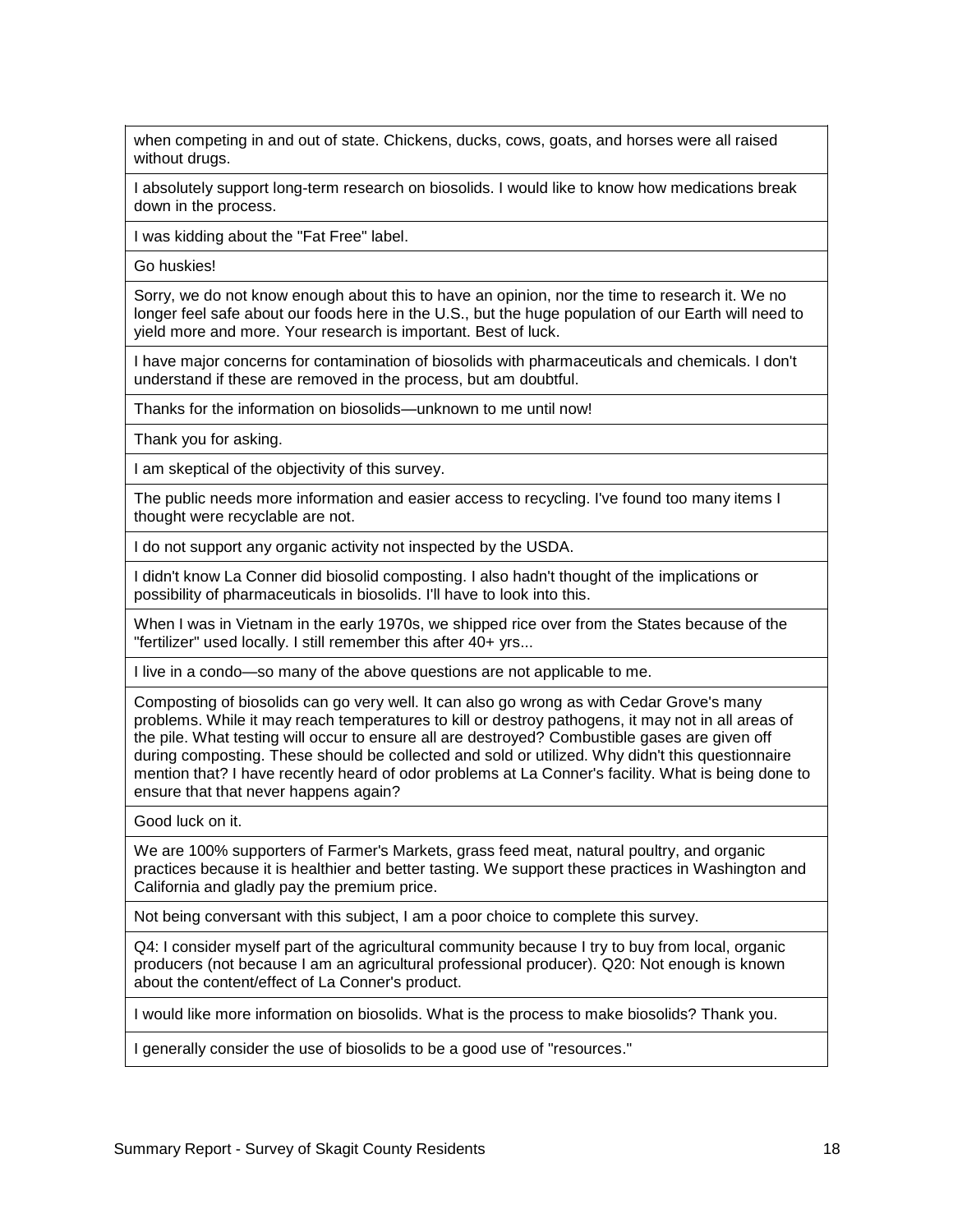| |
|---|
| when competing in and out of state. Chickens, ducks, cows, goats, and horses were all raised without drugs. |
| I absolutely support long-term research on biosolids. I would like to know how medications break down in the process. |
| I was kidding about the "Fat Free" label. |
| Go huskies! |
| Sorry, we do not know enough about this to have an opinion, nor the time to research it. We no longer feel safe about our foods here in the U.S., but the huge population of our Earth will need to yield more and more. Your research is important. Best of luck. |
| I have major concerns for contamination of biosolids with pharmaceuticals and chemicals. I don't understand if these are removed in the process, but am doubtful. |
| Thanks for the information on biosolids—unknown to me until now! |
| Thank you for asking. |
| I am skeptical of the objectivity of this survey. |
| The public needs more information and easier access to recycling. I've found too many items I thought were recyclable are not. |
| I do not support any organic activity not inspected by the USDA. |
| I didn't know La Conner did biosolid composting. I also hadn't thought of the implications or possibility of pharmaceuticals in biosolids. I'll have to look into this. |
| When I was in Vietnam in the early 1970s, we shipped rice over from the States because of the "fertilizer" used locally. I still remember this after 40+ yrs... |
| I live in a condo—so many of the above questions are not applicable to me. |
| Composting of biosolids can go very well. It can also go wrong as with Cedar Grove's many problems. While it may reach temperatures to kill or destroy pathogens, it may not in all areas of the pile. What testing will occur to ensure all are destroyed? Combustible gases are given off during composting. These should be collected and sold or utilized. Why didn't this questionnaire mention that? I have recently heard of odor problems at La Conner's facility. What is being done to ensure that that never happens again? |
| Good luck on it. |
| We are 100% supporters of Farmer's Markets, grass feed meat, natural poultry, and organic practices because it is healthier and better tasting. We support these practices in Washington and California and gladly pay the premium price. |
| Not being conversant with this subject, I am a poor choice to complete this survey. |
| Q4: I consider myself part of the agricultural community because I try to buy from local, organic producers (not because I am an agricultural professional producer). Q20: Not enough is known about the content/effect of La Conner's product. |
| I would like more information on biosolids. What is the process to make biosolids? Thank you. |
| I generally consider the use of biosolids to be a good use of "resources." |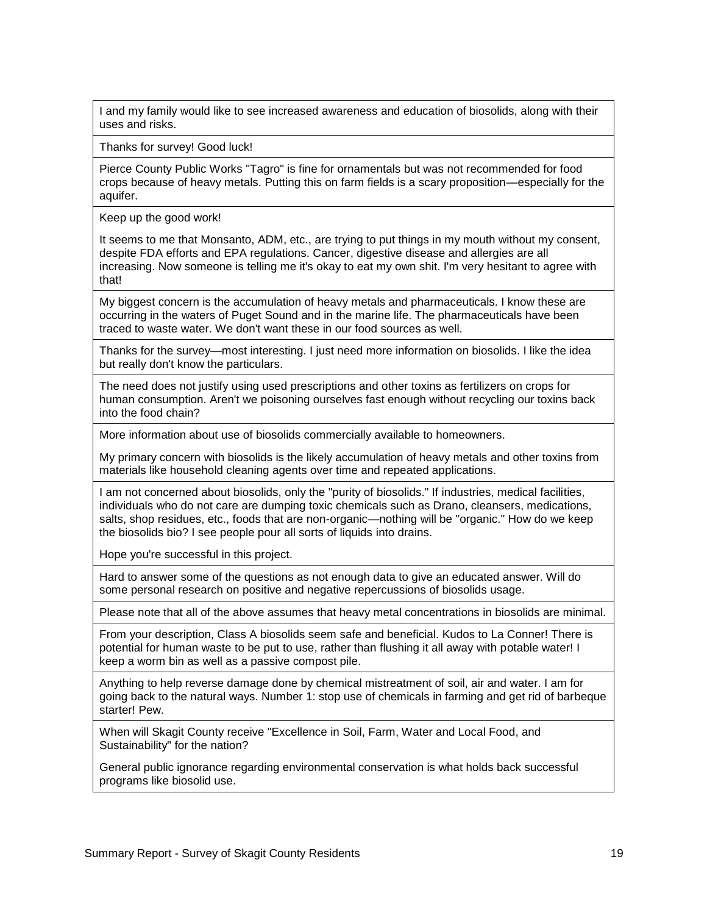| |
|---|
| I and my family would like to see increased awareness and education of biosolids, along with their uses and risks. |
| Thanks for survey! Good luck! |
| Pierce County Public Works "Tagro" is fine for ornamentals but was not recommended for food crops because of heavy metals. Putting this on farm fields is a scary proposition—especially for the aquifer. |
| Keep up the good work! |
| It seems to me that Monsanto, ADM, etc., are trying to put things in my mouth without my consent, despite FDA efforts and EPA regulations. Cancer, digestive disease and allergies are all increasing. Now someone is telling me it's okay to eat my own shit. I'm very hesitant to agree with that! |
| My biggest concern is the accumulation of heavy metals and pharmaceuticals. I know these are occurring in the waters of Puget Sound and in the marine life. The pharmaceuticals have been traced to waste water. We don't want these in our food sources as well. |
| Thanks for the survey—most interesting. I just need more information on biosolids. I like the idea but really don't know the particulars. |
| The need does not justify using used prescriptions and other toxins as fertilizers on crops for human consumption. Aren't we poisoning ourselves fast enough without recycling our toxins back into the food chain? |
| More information about use of biosolids commercially available to homeowners. |
| My primary concern with biosolids is the likely accumulation of heavy metals and other toxins from materials like household cleaning agents over time and repeated applications. |
| I am not concerned about biosolids, only the "purity of biosolids." If industries, medical facilities, individuals who do not care are dumping toxic chemicals such as Drano, cleansers, medications, salts, shop residues, etc., foods that are non-organic—nothing will be "organic." How do we keep the biosolids bio? I see people pour all sorts of liquids into drains. |
| Hope you're successful in this project. |
| Hard to answer some of the questions as not enough data to give an educated answer. Will do some personal research on positive and negative repercussions of biosolids usage. |
| Please note that all of the above assumes that heavy metal concentrations in biosolids are minimal. |
| From your description, Class A biosolids seem safe and beneficial. Kudos to La Conner! There is potential for human waste to be put to use, rather than flushing it all away with potable water! I keep a worm bin as well as a passive compost pile. |
| Anything to help reverse damage done by chemical mistreatment of soil, air and water. I am for going back to the natural ways. Number 1: stop use of chemicals in farming and get rid of barbeque starter! Pew. |
| When will Skagit County receive "Excellence in Soil, Farm, Water and Local Food, and Sustainability" for the nation? |
| General public ignorance regarding environmental conservation is what holds back successful programs like biosolid use. |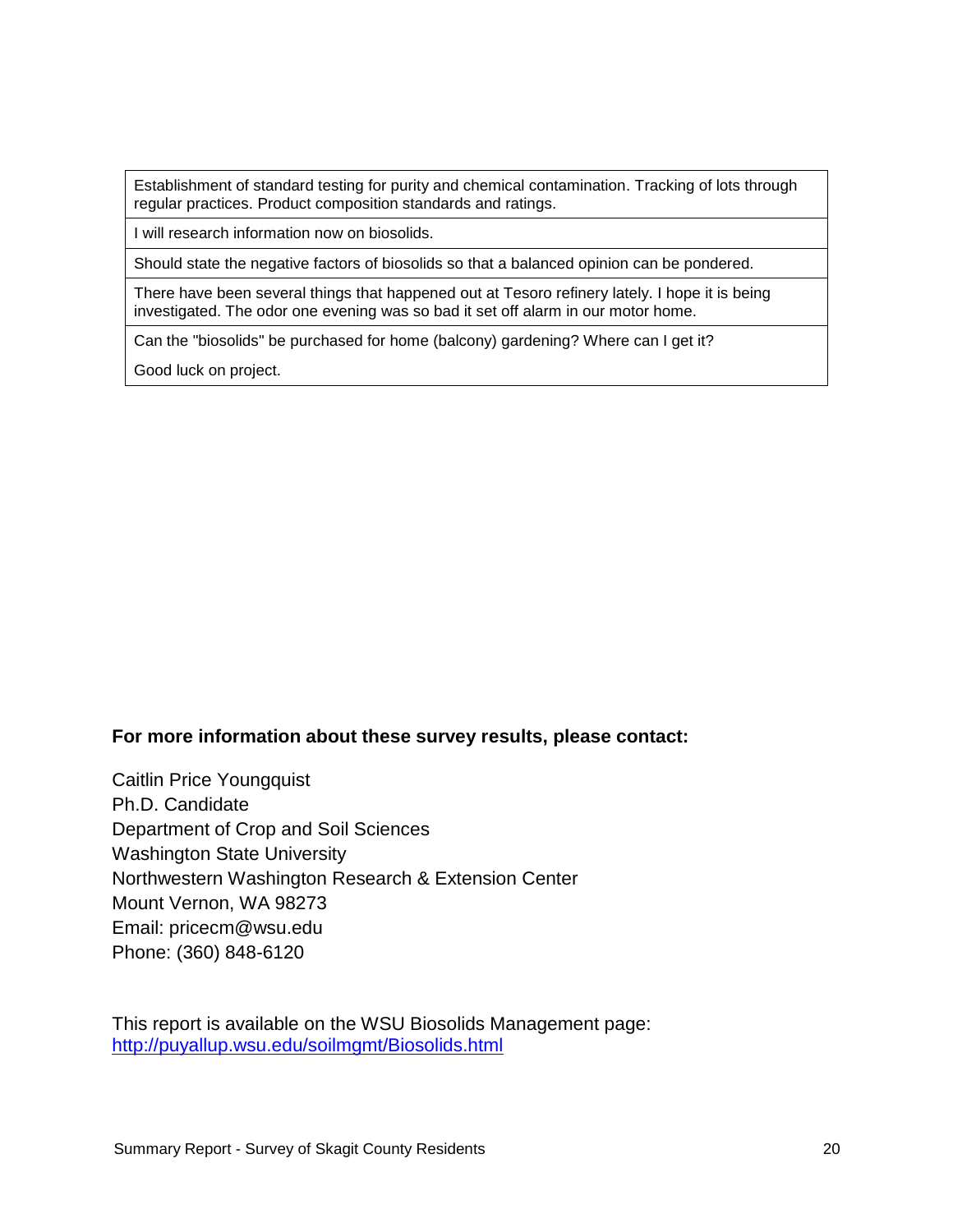| |
|---|
| Establishment of standard testing for purity and chemical contamination. Tracking of lots through regular practices. Product composition standards and ratings. |
| I will research information now on biosolids. |
| Should state the negative factors of biosolids so that a balanced opinion can be pondered. |
| There have been several things that happened out at Tesoro refinery lately. I hope it is being investigated. The odor one evening was so bad it set off alarm in our motor home. |
| Can the "biosolids" be purchased for home (balcony) gardening? Where can I get it? |
| Good luck on project. |

**For more information about these survey results, please contact:**

Caitlin Price Youngquist
Ph.D. Candidate
Department of Crop and Soil Sciences
Washington State University
Northwestern Washington Research & Extension Center
Mount Vernon, WA 98273
Email: pricecm@wsu.edu
Phone: (360) 848-6120

This report is available on the WSU Biosolids Management page:
http://puyallup.wsu.edu/soilmgmt/Biosolids.html